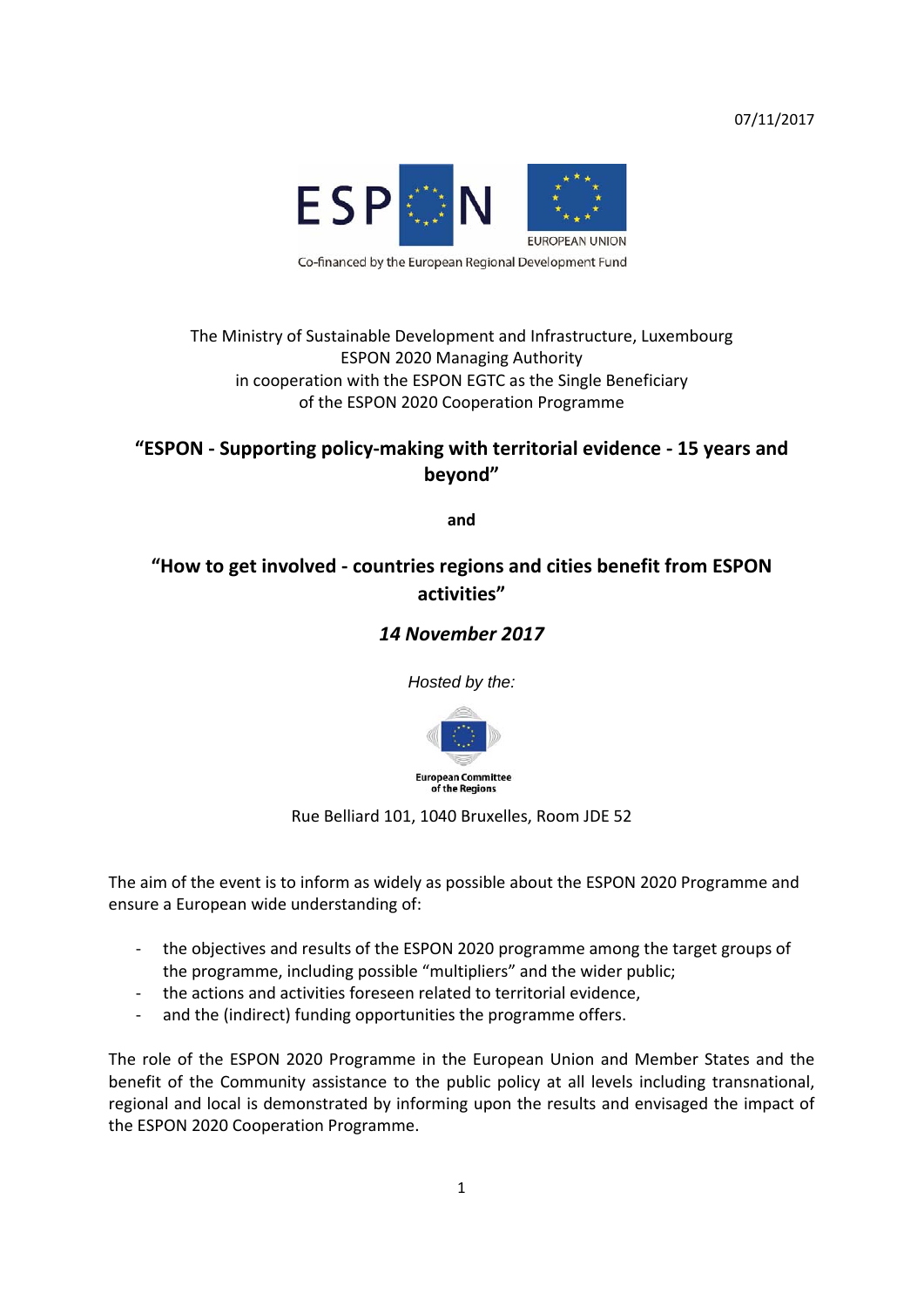07/11/2017

Co-financed by the European Regional Development Fund

The Ministry of Sustainable Development and Infrastructure, Luxembourg
ESPON 2020 Managing Authority
in cooperation with the ESPON EGTC as the Single Beneficiary
of the ESPON 2020 Cooperation Programme

# "ESPON - Supporting policy-making with territorial evidence - 15 years and beyond"

**and**

# "How to get involved - countries regions and cities benefit from ESPON activities"

## *14 November 2017*

*Hosted by the:*

European Committee of the Regions

Rue Belliard 101, 1040 Bruxelles, Room JDE 52

The aim of the event is to inform as widely as possible about the ESPON 2020 Programme and ensure a European wide understanding of:

- the objectives and results of the ESPON 2020 programme among the target groups of the programme, including possible "multipliers" and the wider public;
- the actions and activities foreseen related to territorial evidence,
- and the (indirect) funding opportunities the programme offers.

The role of the ESPON 2020 Programme in the European Union and Member States and the benefit of the Community assistance to the public policy at all levels including transnational, regional and local is demonstrated by informing upon the results and envisaged the impact of the ESPON 2020 Cooperation Programme.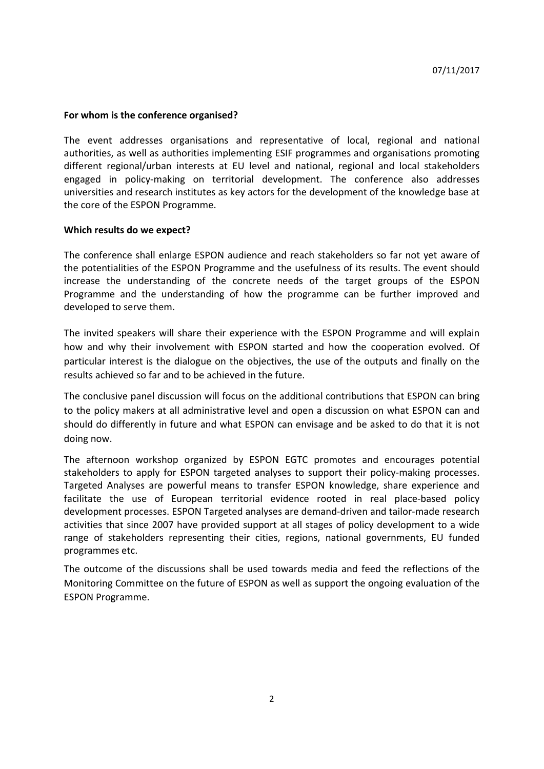07/11/2017

**For whom is the conference organised?**

The event addresses organisations and representative of local, regional and national authorities, as well as authorities implementing ESIF programmes and organisations promoting different regional/urban interests at EU level and national, regional and local stakeholders engaged in policy-making on territorial development. The conference also addresses universities and research institutes as key actors for the development of the knowledge base at the core of the ESPON Programme.

**Which results do we expect?**

The conference shall enlarge ESPON audience and reach stakeholders so far not yet aware of the potentialities of the ESPON Programme and the usefulness of its results. The event should increase the understanding of the concrete needs of the target groups of the ESPON Programme and the understanding of how the programme can be further improved and developed to serve them.

The invited speakers will share their experience with the ESPON Programme and will explain how and why their involvement with ESPON started and how the cooperation evolved. Of particular interest is the dialogue on the objectives, the use of the outputs and finally on the results achieved so far and to be achieved in the future.

The conclusive panel discussion will focus on the additional contributions that ESPON can bring to the policy makers at all administrative level and open a discussion on what ESPON can and should do differently in future and what ESPON can envisage and be asked to do that it is not doing now.

The afternoon workshop organized by ESPON EGTC promotes and encourages potential stakeholders to apply for ESPON targeted analyses to support their policy-making processes. Targeted Analyses are powerful means to transfer ESPON knowledge, share experience and facilitate the use of European territorial evidence rooted in real place-based policy development processes. ESPON Targeted analyses are demand-driven and tailor-made research activities that since 2007 have provided support at all stages of policy development to a wide range of stakeholders representing their cities, regions, national governments, EU funded programmes etc.

The outcome of the discussions shall be used towards media and feed the reflections of the Monitoring Committee on the future of ESPON as well as support the ongoing evaluation of the ESPON Programme.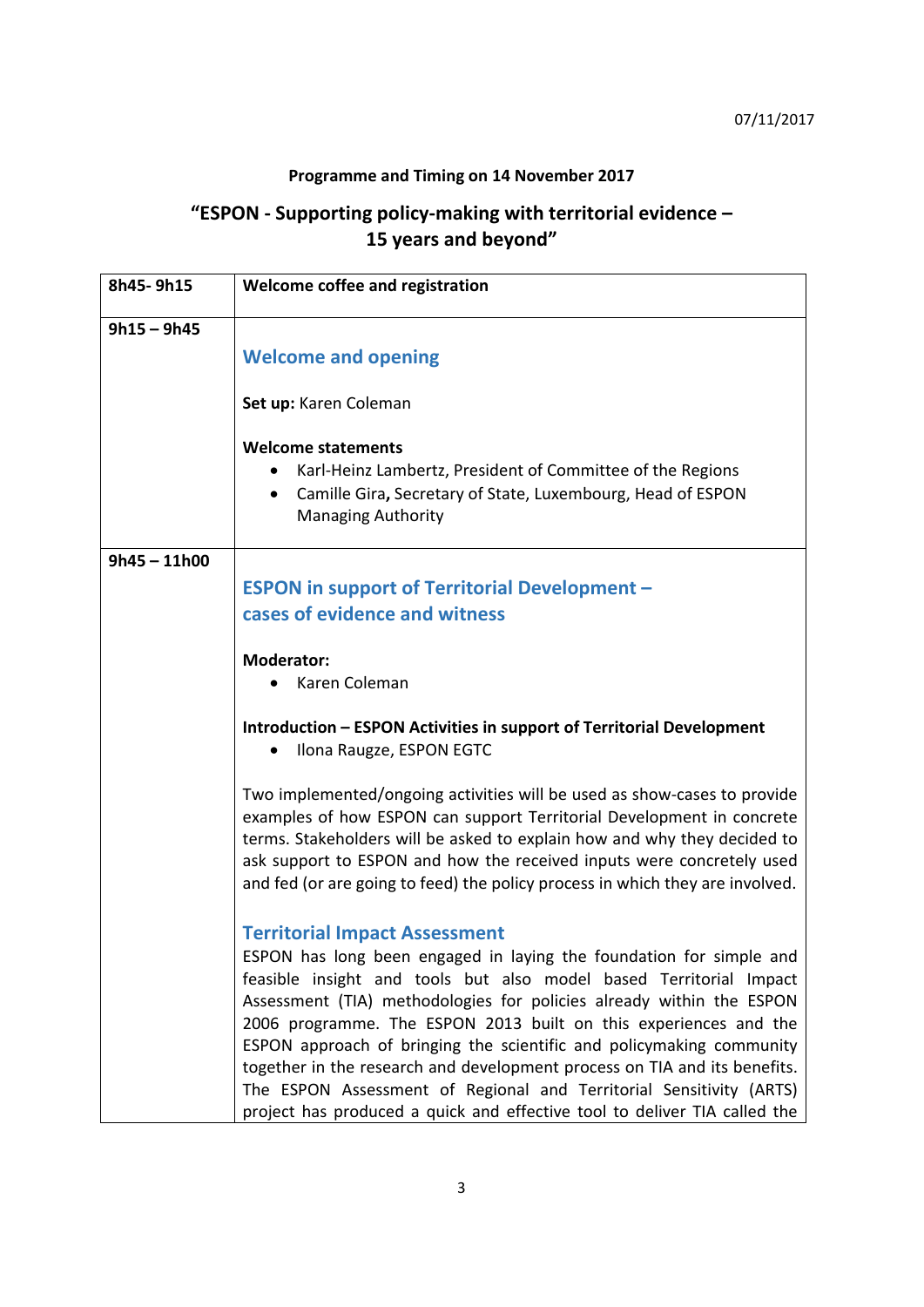07/11/2017

**Programme and Timing on 14 November 2017**

## "ESPON - Supporting policy-making with territorial evidence – 15 years and beyond"

| | |
|---|---|
| **8h45- 9h15** | **Welcome coffee and registration** |
| **9h15 – 9h45** | **Welcome and opening**<br><br>**Set up:** Karen Coleman<br><br>**Welcome statements**<br>• Karl-Heinz Lambertz, President of Committee of the Regions<br>• Camille Gira**,** Secretary of State, Luxembourg, Head of ESPON Managing Authority |
| **9h45 – 11h00** | **ESPON in support of Territorial Development – cases of evidence and witness**<br><br>**Moderator:**<br>• Karen Coleman<br><br>**Introduction – ESPON Activities in support of Territorial Development**<br>• Ilona Raugze, ESPON EGTC<br><br>Two implemented/ongoing activities will be used as show-cases to provide examples of how ESPON can support Territorial Development in concrete terms. Stakeholders will be asked to explain how and why they decided to ask support to ESPON and how the received inputs were concretely used and fed (or are going to feed) the policy process in which they are involved.<br><br>**Territorial Impact Assessment**<br>ESPON has long been engaged in laying the foundation for simple and feasible insight and tools but also model based Territorial Impact Assessment (TIA) methodologies for policies already within the ESPON 2006 programme. The ESPON 2013 built on this experiences and the ESPON approach of bringing the scientific and policymaking community together in the research and development process on TIA and its benefits. The ESPON Assessment of Regional and Territorial Sensitivity (ARTS) project has produced a quick and effective tool to deliver TIA called the |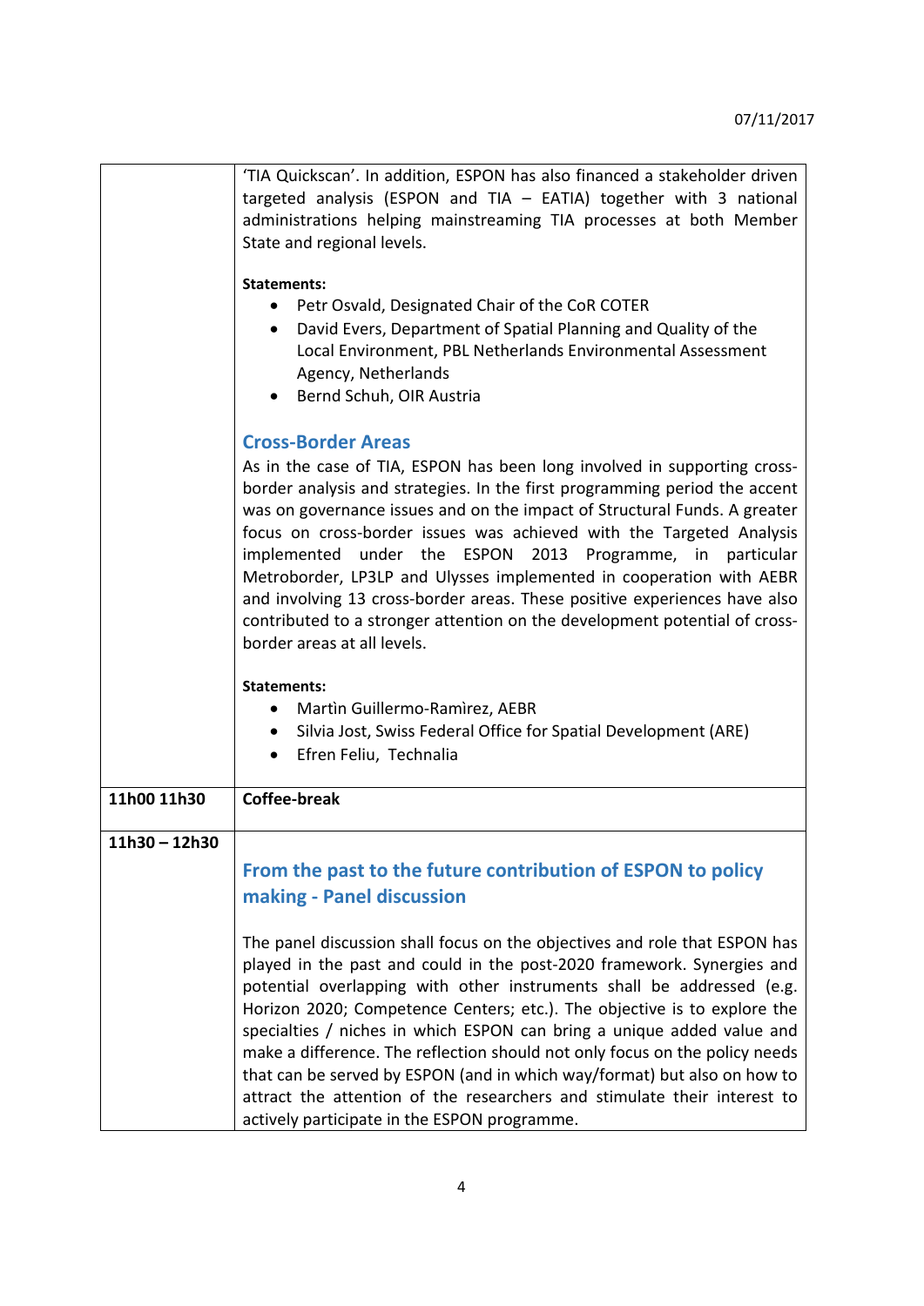| | |
|---|---|
| | 'TIA Quickscan'. In addition, ESPON has also financed a stakeholder driven targeted analysis (ESPON and TIA – EATIA) together with 3 national administrations helping mainstreaming TIA processes at both Member State and regional levels.<br><br>**Statements:**<br>• Petr Osvald, Designated Chair of the CoR COTER<br>• David Evers, Department of Spatial Planning and Quality of the Local Environment, PBL Netherlands Environmental Assessment Agency, Netherlands<br>• Bernd Schuh, OIR Austria<br><br>**Cross-Border Areas**<br>As in the case of TIA, ESPON has been long involved in supporting cross-border analysis and strategies. In the first programming period the accent was on governance issues and on the impact of Structural Funds. A greater focus on cross-border issues was achieved with the Targeted Analysis implemented under the ESPON 2013 Programme, in particular Metroborder, LP3LP and Ulysses implemented in cooperation with AEBR and involving 13 cross-border areas. These positive experiences have also contributed to a stronger attention on the development potential of cross-border areas at all levels.<br><br>**Statements:**<br>• Martìn Guillermo-Ramìrez, AEBR<br>• Silvia Jost, Swiss Federal Office for Spatial Development (ARE)<br>• Efren Feliu, Technalia |
| **11h00 11h30** | **Coffee-break** |
| **11h30 – 12h30** | **From the past to the future contribution of ESPON to policy making - Panel discussion**<br><br>The panel discussion shall focus on the objectives and role that ESPON has played in the past and could in the post-2020 framework. Synergies and potential overlapping with other instruments shall be addressed (e.g. Horizon 2020; Competence Centers; etc.). The objective is to explore the specialties / niches in which ESPON can bring a unique added value and make a difference. The reflection should not only focus on the policy needs that can be served by ESPON (and in which way/format) but also on how to attract the attention of the researchers and stimulate their interest to actively participate in the ESPON programme. |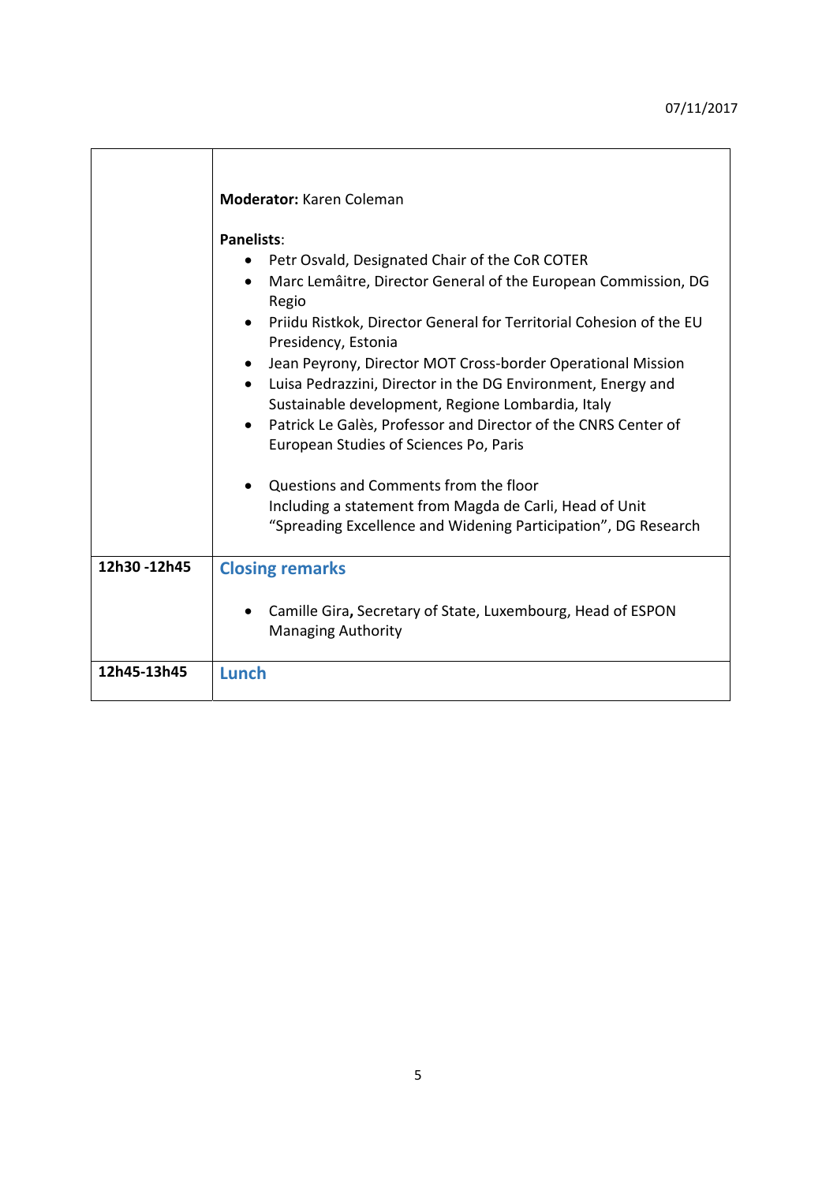| | |
|---|---|
| | **Moderator:** Karen Coleman<br><br>**Panelists**:<br>• Petr Osvald, Designated Chair of the CoR COTER<br>• Marc Lemâitre, Director General of the European Commission, DG Regio<br>• Priidu Ristkok, Director General for Territorial Cohesion of the EU Presidency, Estonia<br>• Jean Peyrony, Director MOT Cross-border Operational Mission<br>• Luisa Pedrazzini, Director in the DG Environment, Energy and Sustainable development, Regione Lombardia, Italy<br>• Patrick Le Galès, Professor and Director of the CNRS Center of European Studies of Sciences Po, Paris<br><br>• Questions and Comments from the floor<br>Including a statement from Magda de Carli, Head of Unit "Spreading Excellence and Widening Participation", DG Research |
| **12h30 -12h45** | **Closing remarks**<br><br>• Camille Gira**,** Secretary of State, Luxembourg, Head of ESPON Managing Authority |
| **12h45-13h45** | **Lunch** |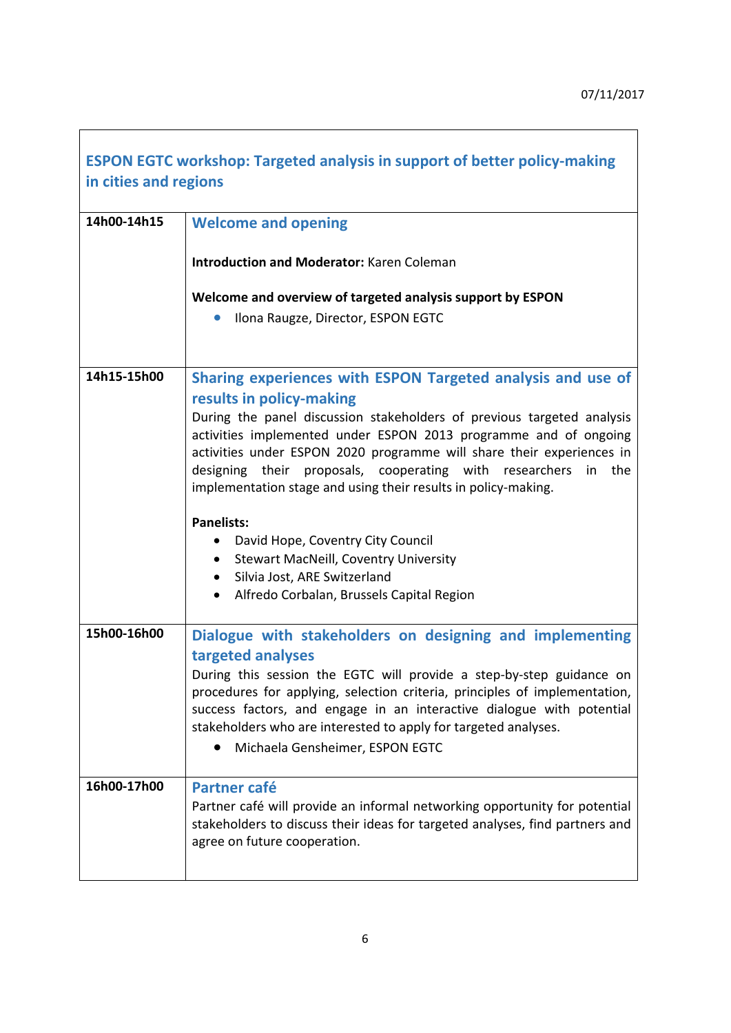07/11/2017

| ESPON EGTC workshop: Targeted analysis in support of better policy-making in cities and regions | |
|---|---|
| **14h00-14h15** | **Welcome and opening**<br><br>**Introduction and Moderator:** Karen Coleman<br><br>**Welcome and overview of targeted analysis support by ESPON**<br>• Ilona Raugze, Director, ESPON EGTC |
| **14h15-15h00** | **Sharing experiences with ESPON Targeted analysis and use of results in policy-making**<br>During the panel discussion stakeholders of previous targeted analysis activities implemented under ESPON 2013 programme and of ongoing activities under ESPON 2020 programme will share their experiences in designing their proposals, cooperating with researchers in the implementation stage and using their results in policy-making.<br><br>**Panelists:**<br>• David Hope, Coventry City Council<br>• Stewart MacNeill, Coventry University<br>• Silvia Jost, ARE Switzerland<br>• Alfredo Corbalan, Brussels Capital Region |
| **15h00-16h00** | **Dialogue with stakeholders on designing and implementing targeted analyses**<br>During this session the EGTC will provide a step-by-step guidance on procedures for applying, selection criteria, principles of implementation, success factors, and engage in an interactive dialogue with potential stakeholders who are interested to apply for targeted analyses.<br>• Michaela Gensheimer, ESPON EGTC |
| **16h00-17h00** | **Partner café**<br>Partner café will provide an informal networking opportunity for potential stakeholders to discuss their ideas for targeted analyses, find partners and agree on future cooperation. |